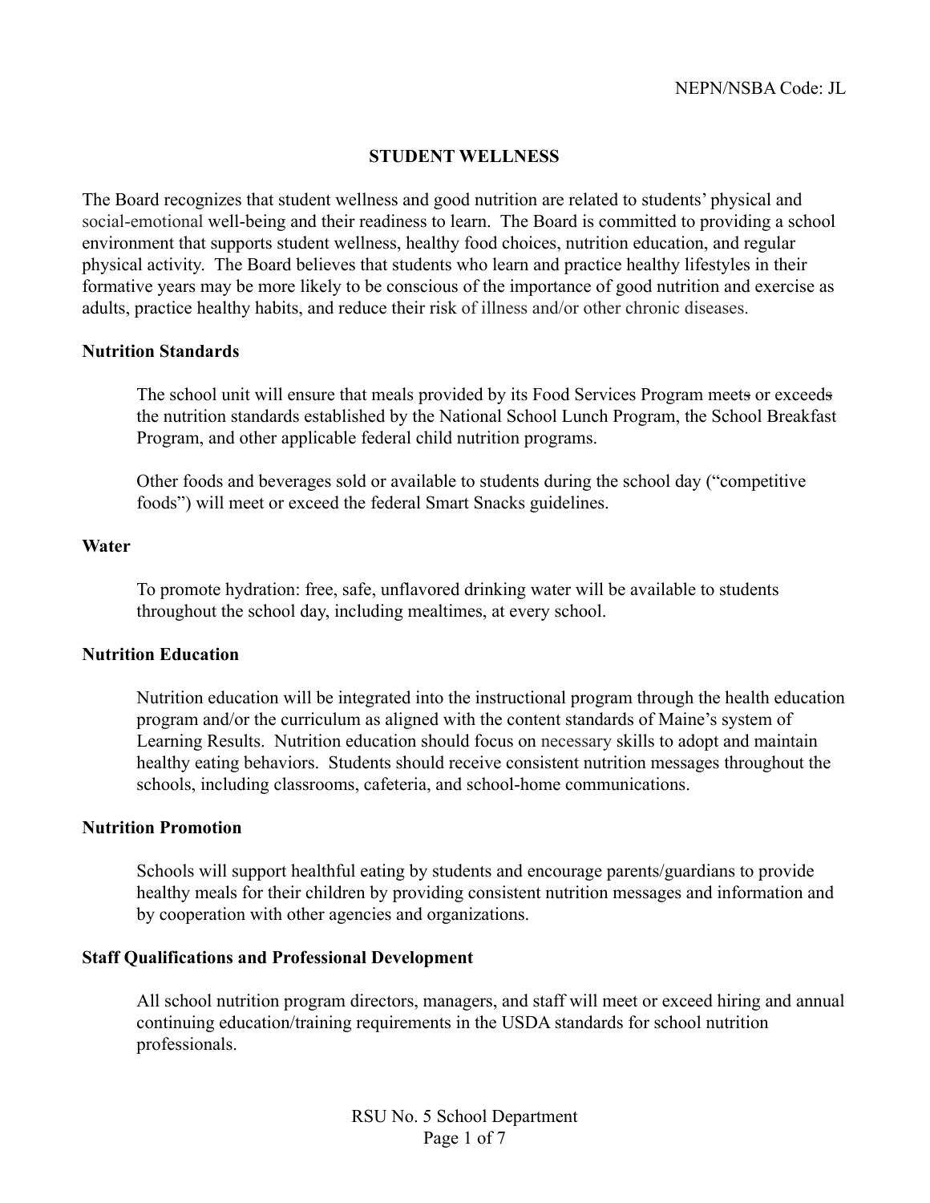# STUDENT WELLNESS

The Board recognizes that student wellness and good nutrition are related to students' physical and social-emotional well-being and their readiness to learn. The Board is committed to providing a school environment that supports student wellness, healthy food choices, nutrition education, and regular physical activity. The Board believes that students who learn and practice healthy lifestyles in their formative years may be more likely to be conscious of the importance of good nutrition and exercise as adults, practice healthy habits, and reduce their risk of illness and/or other chronic diseases.

## Nutrition Standards

The school unit will ensure that meals provided by its Food Services Program meet~~s~~ or exceed~~s~~ the nutrition standards established by the National School Lunch Program, the School Breakfast Program, and other applicable federal child nutrition programs.

Other foods and beverages sold or available to students during the school day ("competitive foods") will meet or exceed the federal Smart Snacks guidelines.

## Water

To promote hydration: free, safe, unflavored drinking water will be available to students throughout the school day, including mealtimes, at every school.

## Nutrition Education

Nutrition education will be integrated into the instructional program through the health education program and/or the curriculum as aligned with the content standards of Maine's system of Learning Results. Nutrition education should focus on necessary skills to adopt and maintain healthy eating behaviors. Students should receive consistent nutrition messages throughout the schools, including classrooms, cafeteria, and school-home communications.

## Nutrition Promotion

Schools will support healthful eating by students and encourage parents/guardians to provide healthy meals for their children by providing consistent nutrition messages and information and by cooperation with other agencies and organizations.

## Staff Qualifications and Professional Development

All school nutrition program directors, managers, and staff will meet or exceed hiring and annual continuing education/training requirements in the USDA standards for school nutrition professionals.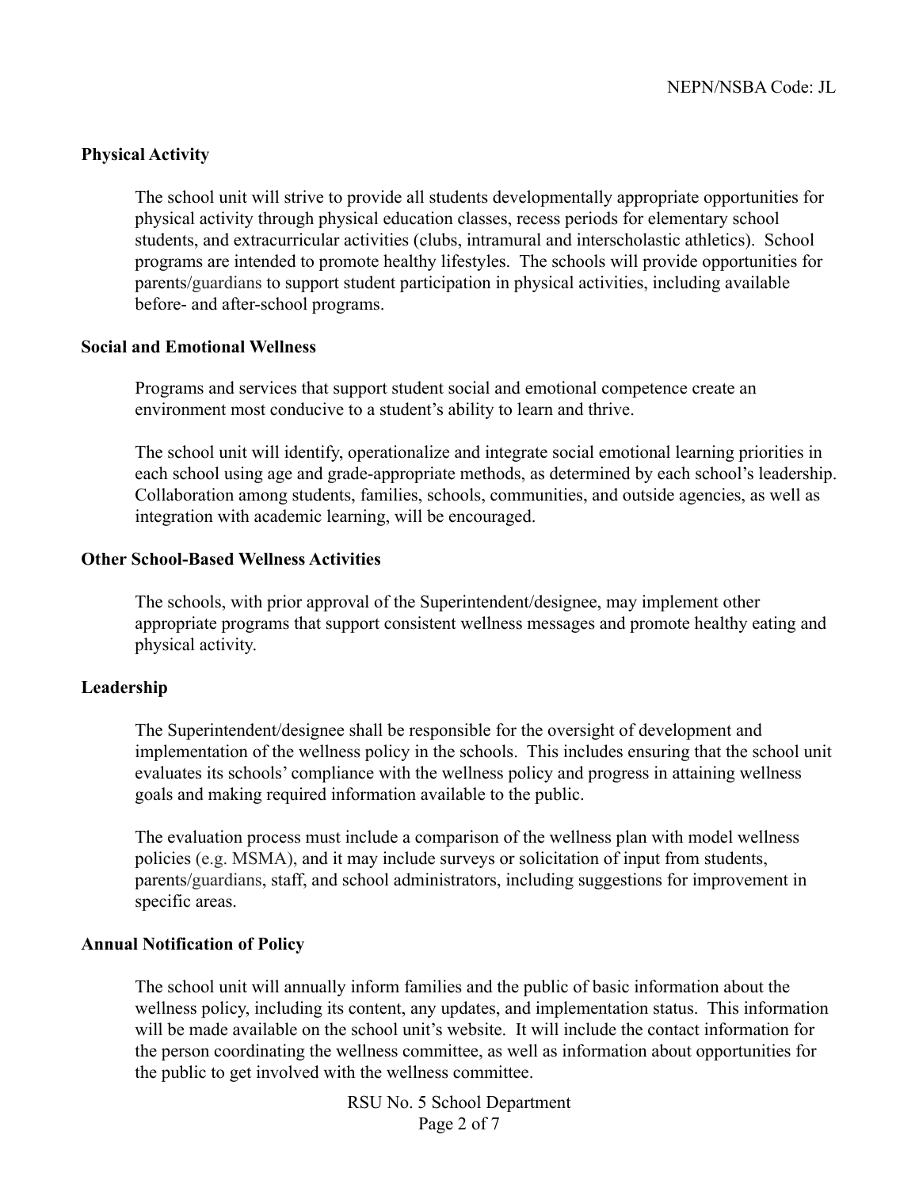**Physical Activity**

The school unit will strive to provide all students developmentally appropriate opportunities for physical activity through physical education classes, recess periods for elementary school students, and extracurricular activities (clubs, intramural and interscholastic athletics). School programs are intended to promote healthy lifestyles. The schools will provide opportunities for parents/guardians to support student participation in physical activities, including available before- and after-school programs.

**Social and Emotional Wellness**

Programs and services that support student social and emotional competence create an environment most conducive to a student's ability to learn and thrive.

The school unit will identify, operationalize and integrate social emotional learning priorities in each school using age and grade-appropriate methods, as determined by each school's leadership. Collaboration among students, families, schools, communities, and outside agencies, as well as integration with academic learning, will be encouraged.

**Other School-Based Wellness Activities**

The schools, with prior approval of the Superintendent/designee, may implement other appropriate programs that support consistent wellness messages and promote healthy eating and physical activity.

**Leadership**

The Superintendent/designee shall be responsible for the oversight of development and implementation of the wellness policy in the schools. This includes ensuring that the school unit evaluates its schools' compliance with the wellness policy and progress in attaining wellness goals and making required information available to the public.

The evaluation process must include a comparison of the wellness plan with model wellness policies (e.g. MSMA), and it may include surveys or solicitation of input from students, parents/guardians, staff, and school administrators, including suggestions for improvement in specific areas.

**Annual Notification of Policy**

The school unit will annually inform families and the public of basic information about the wellness policy, including its content, any updates, and implementation status. This information will be made available on the school unit's website. It will include the contact information for the person coordinating the wellness committee, as well as information about opportunities for the public to get involved with the wellness committee.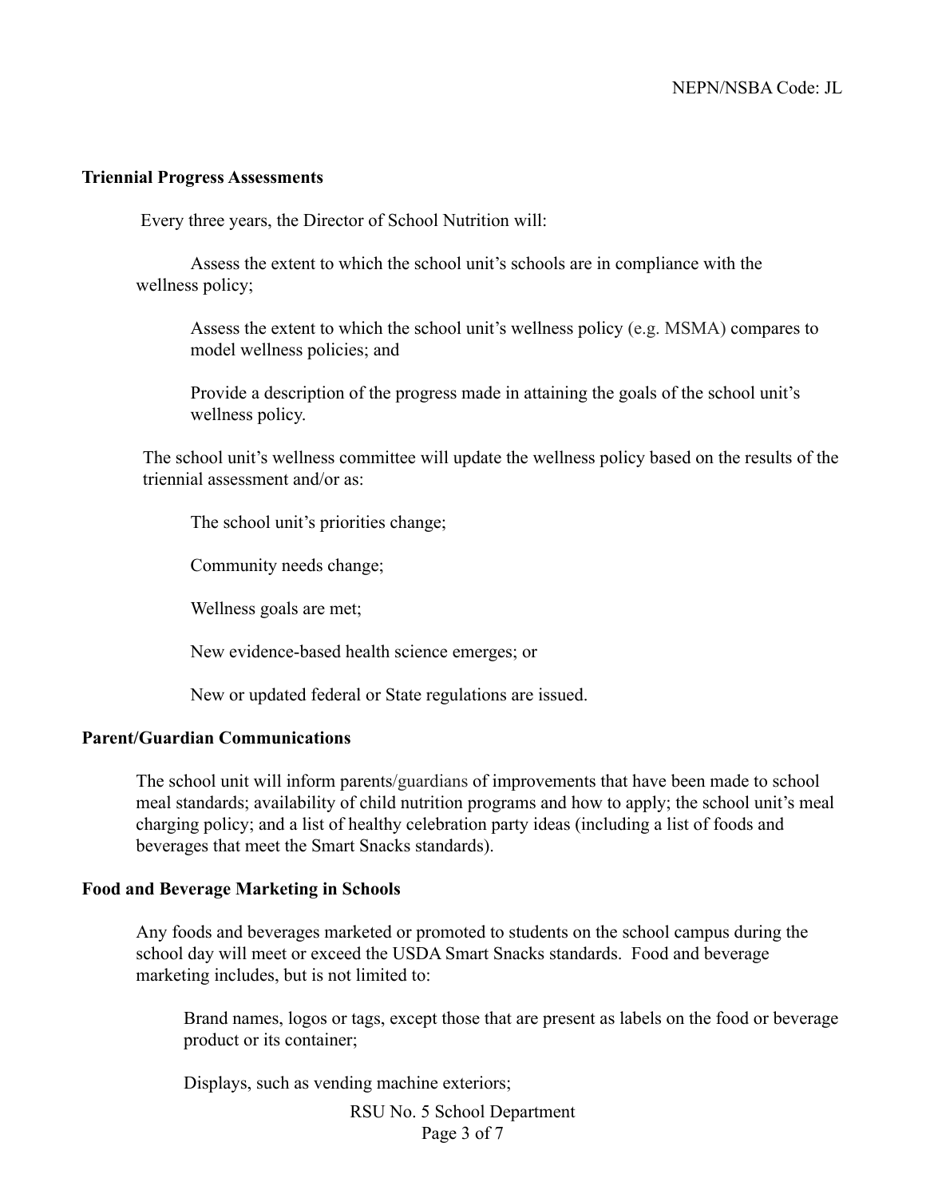**Triennial Progress Assessments**

Every three years, the Director of School Nutrition will:

Assess the extent to which the school unit's schools are in compliance with the wellness policy;

Assess the extent to which the school unit's wellness policy (e.g. MSMA) compares to model wellness policies; and

Provide a description of the progress made in attaining the goals of the school unit's wellness policy.

The school unit's wellness committee will update the wellness policy based on the results of the triennial assessment and/or as:

The school unit's priorities change;

Community needs change;

Wellness goals are met;

New evidence-based health science emerges; or

New or updated federal or State regulations are issued.

**Parent/Guardian Communications**

The school unit will inform parents/guardians of improvements that have been made to school meal standards; availability of child nutrition programs and how to apply; the school unit's meal charging policy; and a list of healthy celebration party ideas (including a list of foods and beverages that meet the Smart Snacks standards).

**Food and Beverage Marketing in Schools**

Any foods and beverages marketed or promoted to students on the school campus during the school day will meet or exceed the USDA Smart Snacks standards. Food and beverage marketing includes, but is not limited to:

Brand names, logos or tags, except those that are present as labels on the food or beverage product or its container;

Displays, such as vending machine exteriors;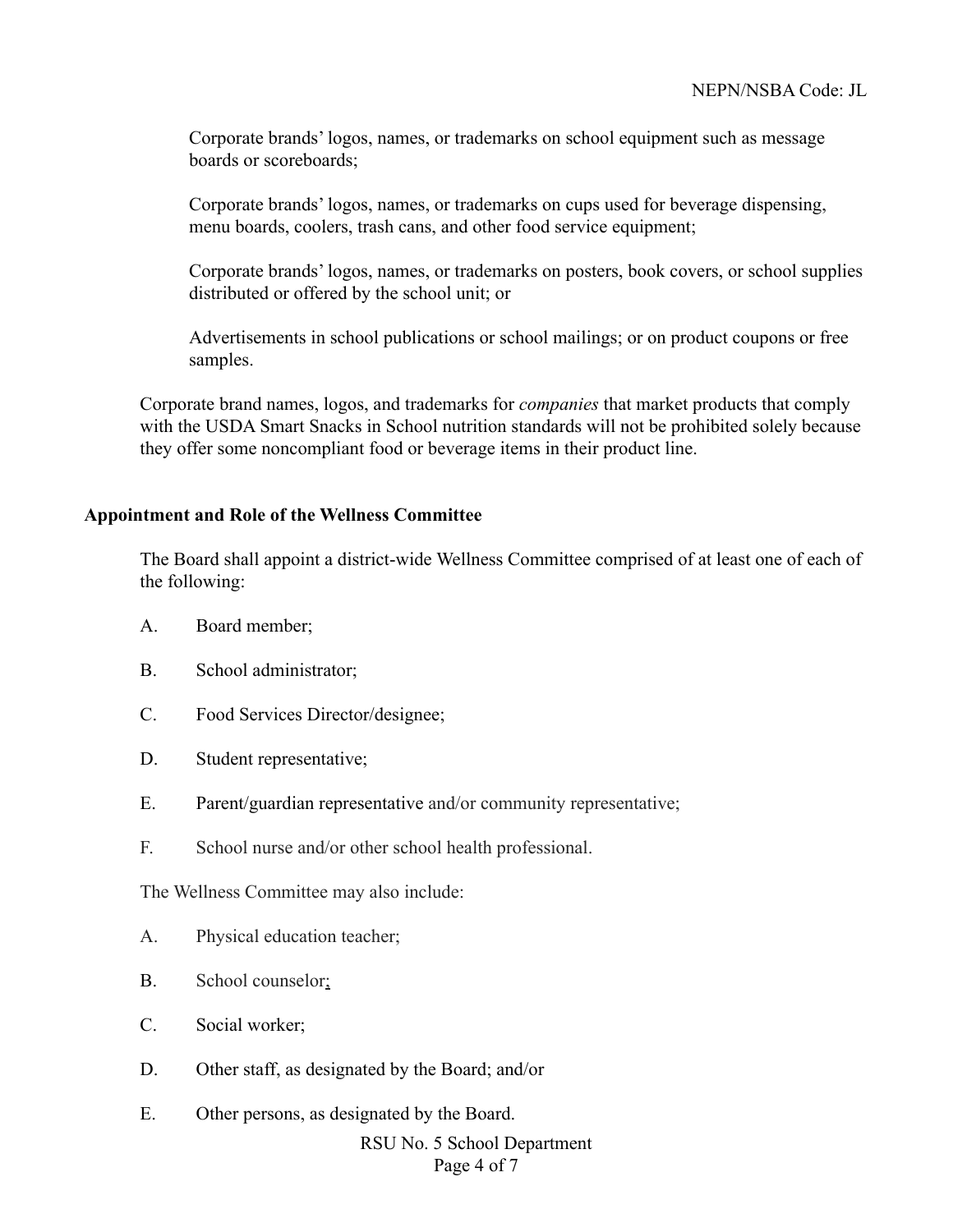Corporate brands' logos, names, or trademarks on school equipment such as message boards or scoreboards;

Corporate brands' logos, names, or trademarks on cups used for beverage dispensing, menu boards, coolers, trash cans, and other food service equipment;

Corporate brands' logos, names, or trademarks on posters, book covers, or school supplies distributed or offered by the school unit; or

Advertisements in school publications or school mailings; or on product coupons or free samples.

Corporate brand names, logos, and trademarks for *companies* that market products that comply with the USDA Smart Snacks in School nutrition standards will not be prohibited solely because they offer some noncompliant food or beverage items in their product line.

**Appointment and Role of the Wellness Committee**

The Board shall appoint a district-wide Wellness Committee comprised of at least one of each of the following:

A. Board member;

B. School administrator;

C. Food Services Director/designee;

D. Student representative;

E. Parent/guardian representative and/or community representative;

F. School nurse and/or other school health professional.

The Wellness Committee may also include:

A. Physical education teacher;

B. School counselor;

C. Social worker;

D. Other staff, as designated by the Board; and/or

E. Other persons, as designated by the Board.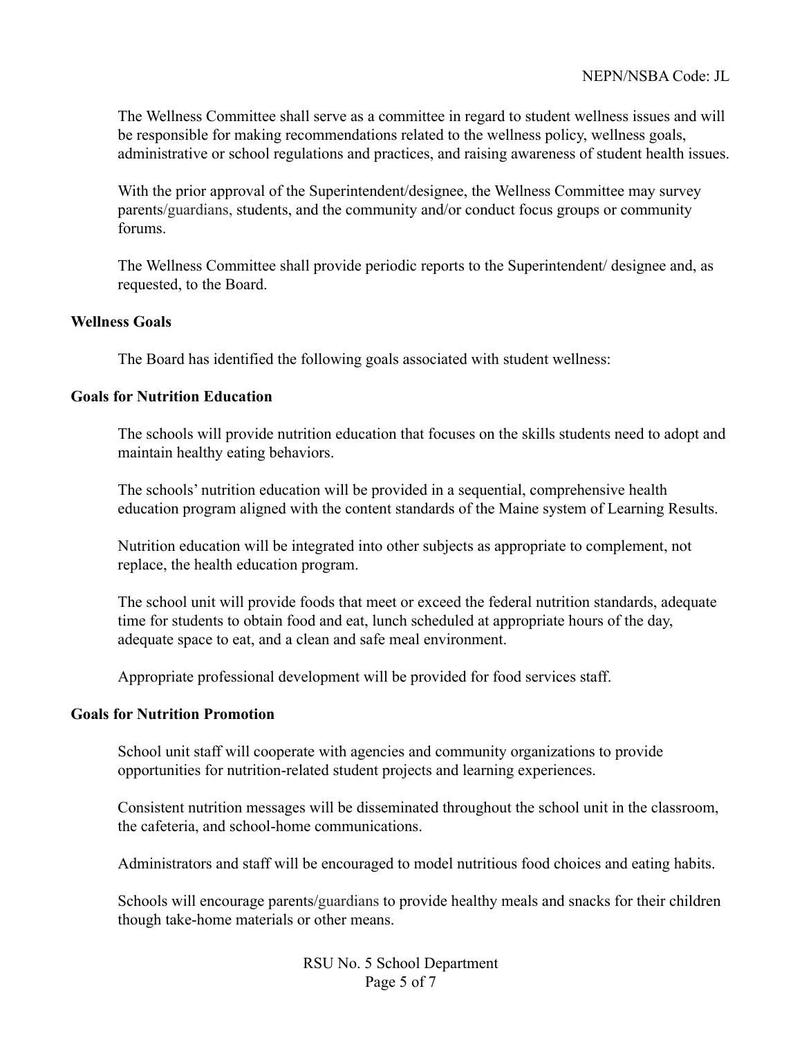The Wellness Committee shall serve as a committee in regard to student wellness issues and will be responsible for making recommendations related to the wellness policy, wellness goals, administrative or school regulations and practices, and raising awareness of student health issues.

With the prior approval of the Superintendent/designee, the Wellness Committee may survey parents/guardians, students, and the community and/or conduct focus groups or community forums.

The Wellness Committee shall provide periodic reports to the Superintendent/ designee and, as requested, to the Board.

**Wellness Goals**

The Board has identified the following goals associated with student wellness:

**Goals for Nutrition Education**

The schools will provide nutrition education that focuses on the skills students need to adopt and maintain healthy eating behaviors.

The schools' nutrition education will be provided in a sequential, comprehensive health education program aligned with the content standards of the Maine system of Learning Results.

Nutrition education will be integrated into other subjects as appropriate to complement, not replace, the health education program.

The school unit will provide foods that meet or exceed the federal nutrition standards, adequate time for students to obtain food and eat, lunch scheduled at appropriate hours of the day, adequate space to eat, and a clean and safe meal environment.

Appropriate professional development will be provided for food services staff.

**Goals for Nutrition Promotion**

School unit staff will cooperate with agencies and community organizations to provide opportunities for nutrition-related student projects and learning experiences.

Consistent nutrition messages will be disseminated throughout the school unit in the classroom, the cafeteria, and school-home communications.

Administrators and staff will be encouraged to model nutritious food choices and eating habits.

Schools will encourage parents/guardians to provide healthy meals and snacks for their children though take-home materials or other means.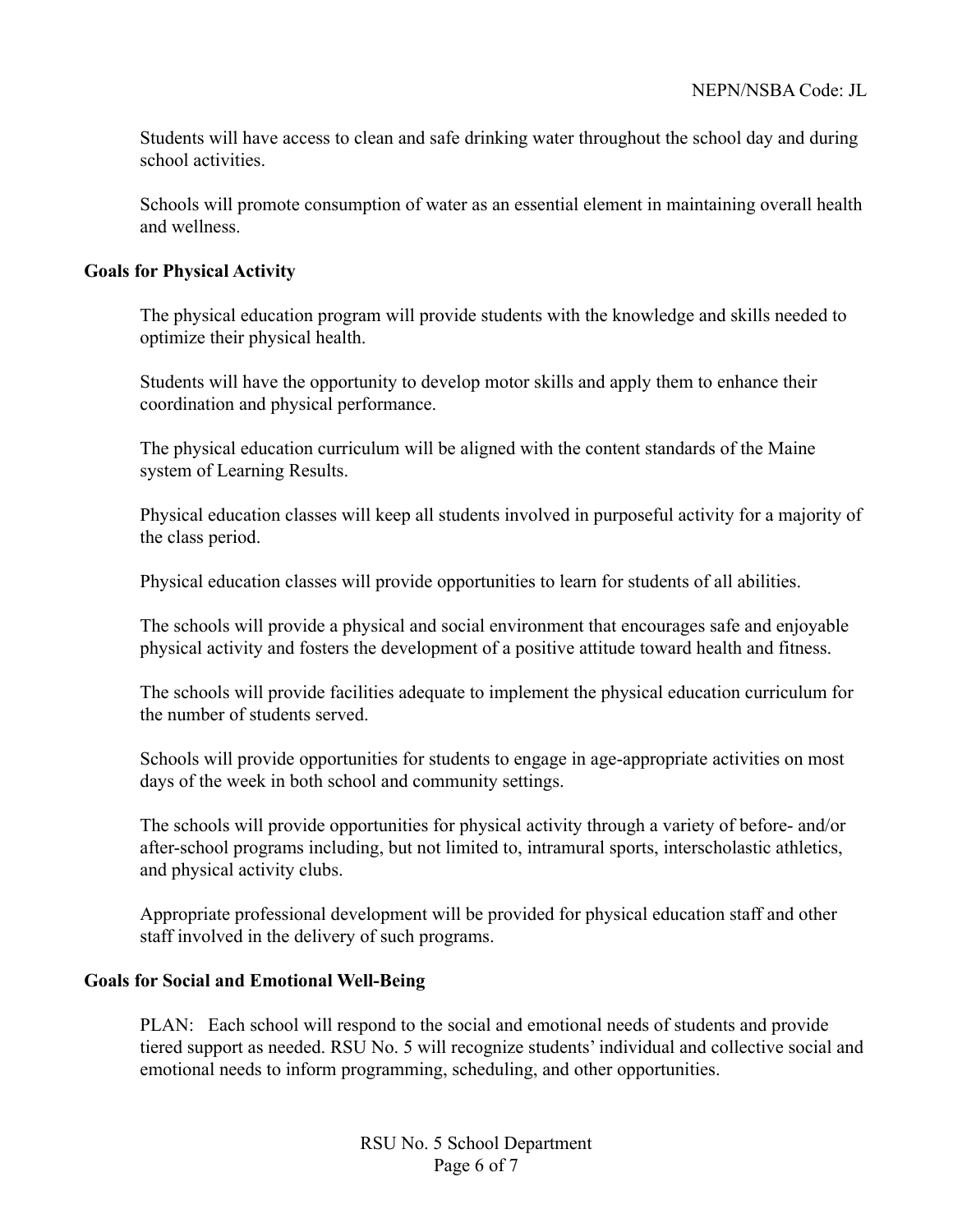Students will have access to clean and safe drinking water throughout the school day and during school activities.

Schools will promote consumption of water as an essential element in maintaining overall health and wellness.

**Goals for Physical Activity**

The physical education program will provide students with the knowledge and skills needed to optimize their physical health.

Students will have the opportunity to develop motor skills and apply them to enhance their coordination and physical performance.

The physical education curriculum will be aligned with the content standards of the Maine system of Learning Results.

Physical education classes will keep all students involved in purposeful activity for a majority of the class period.

Physical education classes will provide opportunities to learn for students of all abilities.

The schools will provide a physical and social environment that encourages safe and enjoyable physical activity and fosters the development of a positive attitude toward health and fitness.

The schools will provide facilities adequate to implement the physical education curriculum for the number of students served.

Schools will provide opportunities for students to engage in age-appropriate activities on most days of the week in both school and community settings.

The schools will provide opportunities for physical activity through a variety of before- and/or after-school programs including, but not limited to, intramural sports, interscholastic athletics, and physical activity clubs.

Appropriate professional development will be provided for physical education staff and other staff involved in the delivery of such programs.

**Goals for Social and Emotional Well-Being**

PLAN: Each school will respond to the social and emotional needs of students and provide tiered support as needed. RSU No. 5 will recognize students' individual and collective social and emotional needs to inform programming, scheduling, and other opportunities.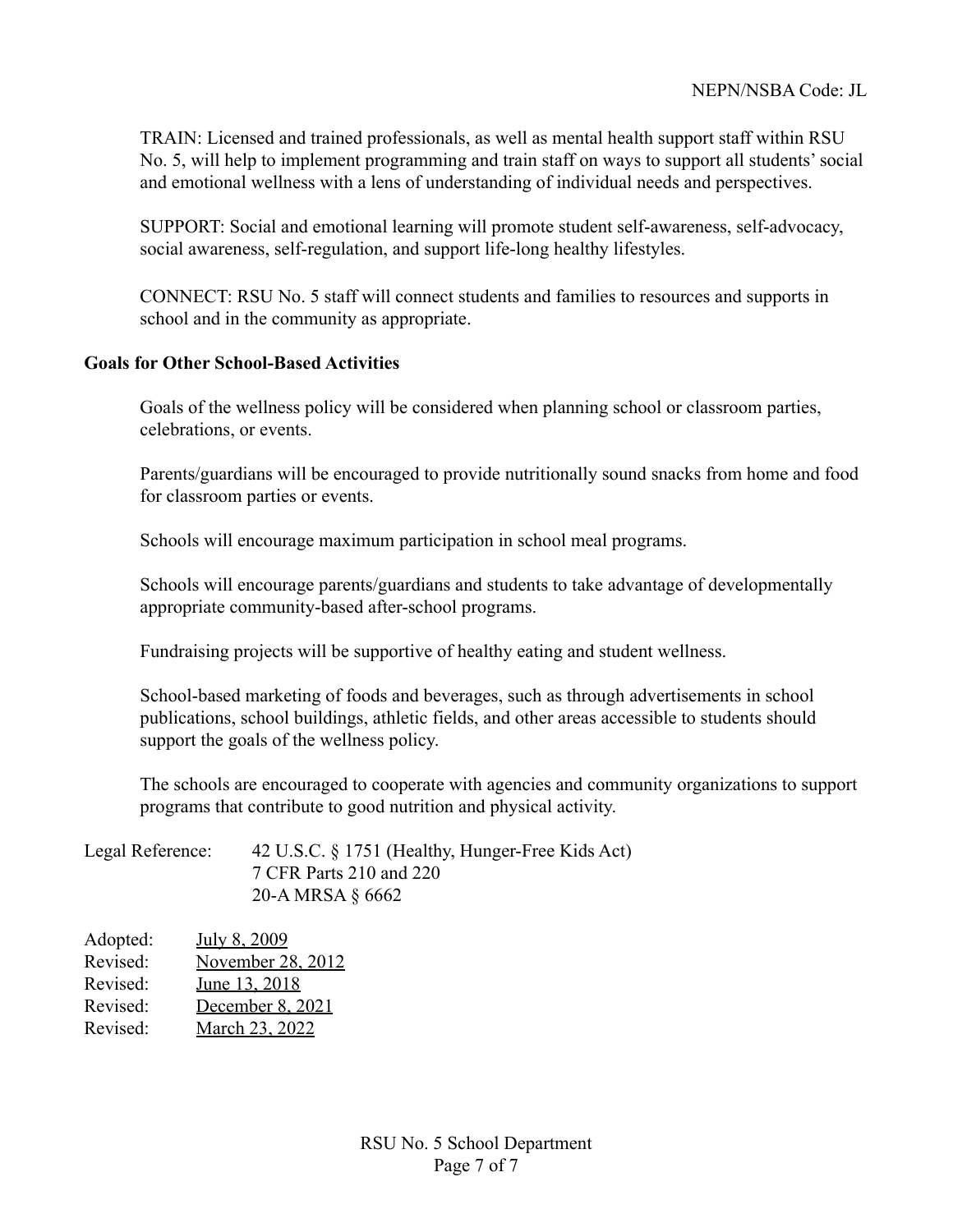TRAIN: Licensed and trained professionals, as well as mental health support staff within RSU No. 5, will help to implement programming and train staff on ways to support all students' social and emotional wellness with a lens of understanding of individual needs and perspectives.

SUPPORT: Social and emotional learning will promote student self-awareness, self-advocacy, social awareness, self-regulation, and support life-long healthy lifestyles.

CONNECT: RSU No. 5 staff will connect students and families to resources and supports in school and in the community as appropriate.

**Goals for Other School-Based Activities**

Goals of the wellness policy will be considered when planning school or classroom parties, celebrations, or events.

Parents/guardians will be encouraged to provide nutritionally sound snacks from home and food for classroom parties or events.

Schools will encourage maximum participation in school meal programs.

Schools will encourage parents/guardians and students to take advantage of developmentally appropriate community-based after-school programs.

Fundraising projects will be supportive of healthy eating and student wellness.

School-based marketing of foods and beverages, such as through advertisements in school publications, school buildings, athletic fields, and other areas accessible to students should support the goals of the wellness policy.

The schools are encouraged to cooperate with agencies and community organizations to support programs that contribute to good nutrition and physical activity.

Legal Reference: 42 U.S.C. § 1751 (Healthy, Hunger-Free Kids Act)
7 CFR Parts 210 and 220
20-A MRSA § 6662

Adopted: July 8, 2009
Revised: November 28, 2012
Revised: June 13, 2018
Revised: December 8, 2021
Revised: March 23, 2022